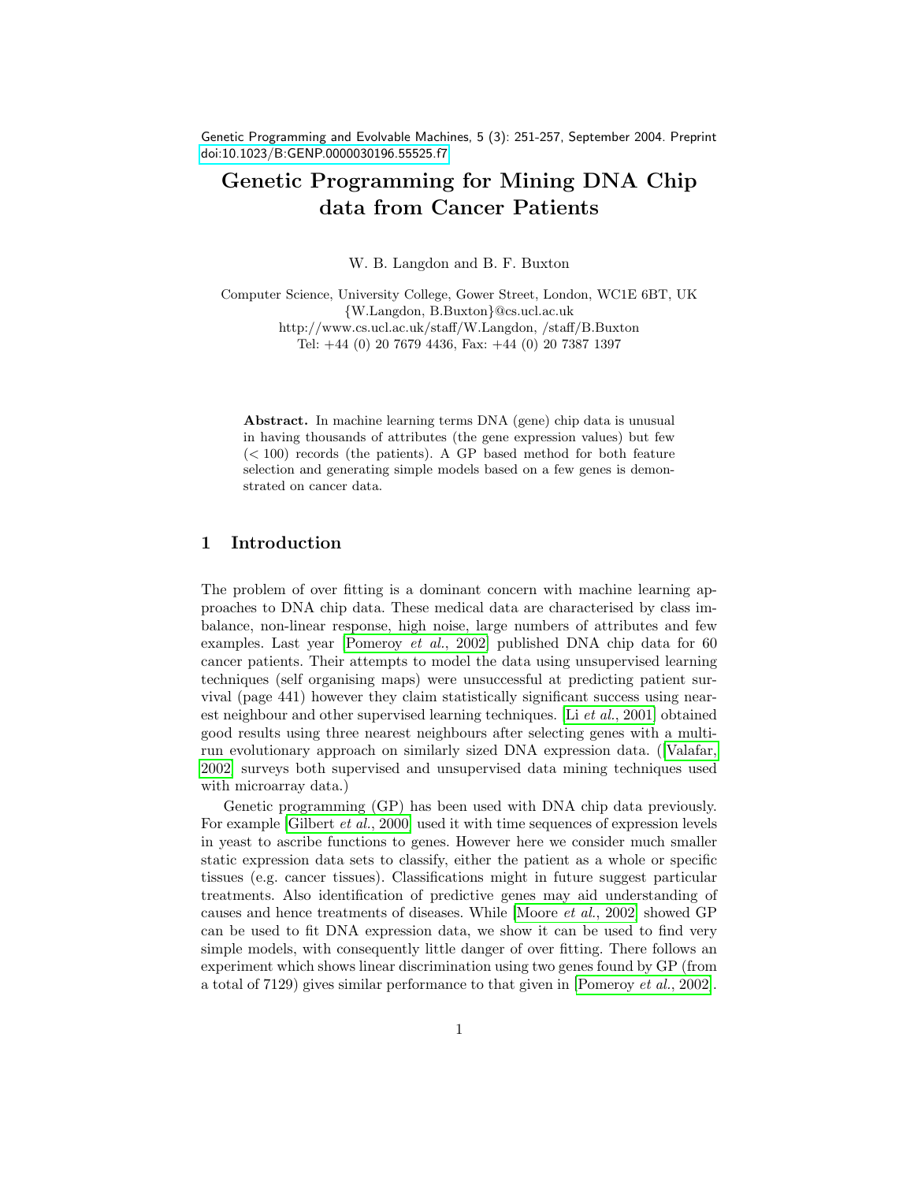Genetic Programming and Evolvable Machines, 5 (3): 251-257, September 2004. Preprint doi:10.1023/B:GENP.0000030196.55525.f7

# Genetic Programming for Mining DNA Chip data from Cancer Patients

W. B. Langdon and B. F. Buxton

Computer Science, University College, Gower Street, London, WC1E 6BT, UK
{W.Langdon, B.Buxton}@cs.ucl.ac.uk
http://www.cs.ucl.ac.uk/staff/W.Langdon, /staff/B.Buxton
Tel: +44 (0) 20 7679 4436, Fax: +44 (0) 20 7387 1397

**Abstract.** In machine learning terms DNA (gene) chip data is unusual in having thousands of attributes (the gene expression values) but few (< 100) records (the patients). A GP based method for both feature selection and generating simple models based on a few genes is demonstrated on cancer data.

## 1 Introduction

The problem of over fitting is a dominant concern with machine learning approaches to DNA chip data. These medical data are characterised by class imbalance, non-linear response, high noise, large numbers of attributes and few examples. Last year [Pomeroy *et al.*, 2002] published DNA chip data for 60 cancer patients. Their attempts to model the data using unsupervised learning techniques (self organising maps) were unsuccessful at predicting patient survival (page 441) however they claim statistically significant success using nearest neighbour and other supervised learning techniques. [Li *et al.*, 2001] obtained good results using three nearest neighbours after selecting genes with a multi-run evolutionary approach on similarly sized DNA expression data. ([Valafar, 2002] surveys both supervised and unsupervised data mining techniques used with microarray data.)

Genetic programming (GP) has been used with DNA chip data previously. For example [Gilbert *et al.*, 2000] used it with time sequences of expression levels in yeast to ascribe functions to genes. However here we consider much smaller static expression data sets to classify, either the patient as a whole or specific tissues (e.g. cancer tissues). Classifications might in future suggest particular treatments. Also identification of predictive genes may aid understanding of causes and hence treatments of diseases. While [Moore *et al.*, 2002] showed GP can be used to fit DNA expression data, we show it can be used to find very simple models, with consequently little danger of over fitting. There follows an experiment which shows linear discrimination using two genes found by GP (from a total of 7129) gives similar performance to that given in [Pomeroy *et al.*, 2002].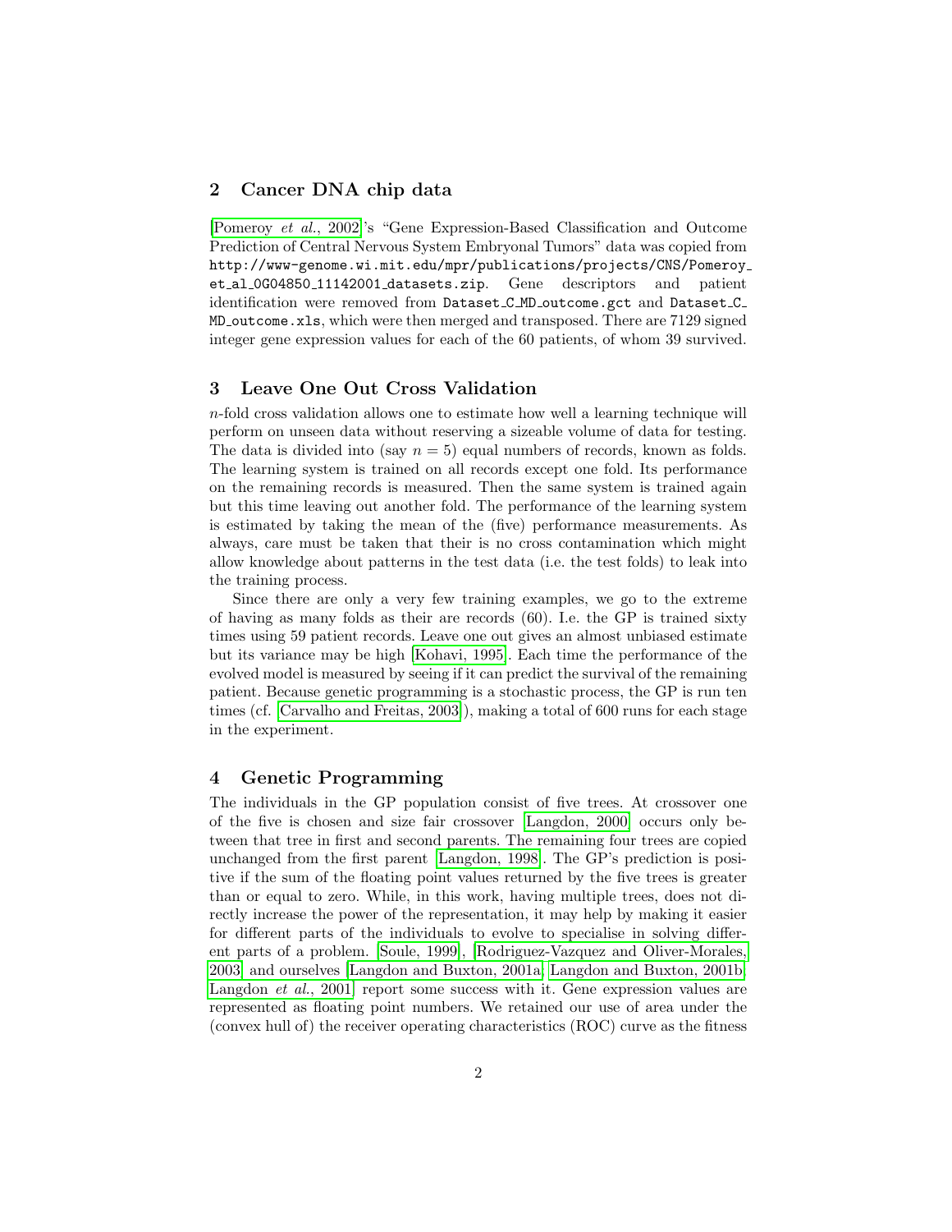## 2 Cancer DNA chip data

[Pomeroy *et al.*, 2002]'s "Gene Expression-Based Classification and Outcome Prediction of Central Nervous System Embryonal Tumors" data was copied from `http://www-genome.wi.mit.edu/mpr/publications/projects/CNS/Pomeroy_et_al_0G04850_11142001_datasets.zip`. Gene descriptors and patient identification were removed from `Dataset_C_MD_outcome.gct` and `Dataset_C_MD_outcome.xls`, which were then merged and transposed. There are 7129 signed integer gene expression values for each of the 60 patients, of whom 39 survived.

## 3 Leave One Out Cross Validation

$n$-fold cross validation allows one to estimate how well a learning technique will perform on unseen data without reserving a sizeable volume of data for testing. The data is divided into (say $n = 5$) equal numbers of records, known as folds. The learning system is trained on all records except one fold. Its performance on the remaining records is measured. Then the same system is trained again but this time leaving out another fold. The performance of the learning system is estimated by taking the mean of the (five) performance measurements. As always, care must be taken that their is no cross contamination which might allow knowledge about patterns in the test data (i.e. the test folds) to leak into the training process.

Since there are only a very few training examples, we go to the extreme of having as many folds as their are records (60). I.e. the GP is trained sixty times using 59 patient records. Leave one out gives an almost unbiased estimate but its variance may be high [Kohavi, 1995]. Each time the performance of the evolved model is measured by seeing if it can predict the survival of the remaining patient. Because genetic programming is a stochastic process, the GP is run ten times (cf. [Carvalho and Freitas, 2003]), making a total of 600 runs for each stage in the experiment.

## 4 Genetic Programming

The individuals in the GP population consist of five trees. At crossover one of the five is chosen and size fair crossover [Langdon, 2000] occurs only between that tree in first and second parents. The remaining four trees are copied unchanged from the first parent [Langdon, 1998]. The GP's prediction is positive if the sum of the floating point values returned by the five trees is greater than or equal to zero. While, in this work, having multiple trees, does not directly increase the power of the representation, it may help by making it easier for different parts of the individuals to evolve to specialise in solving different parts of a problem. [Soule, 1999], [Rodriguez-Vazquez and Oliver-Morales, 2003] and ourselves [Langdon and Buxton, 2001a; Langdon and Buxton, 2001b; Langdon *et al.*, 2001] report some success with it. Gene expression values are represented as floating point numbers. We retained our use of area under the (convex hull of) the receiver operating characteristics (ROC) curve as the fitness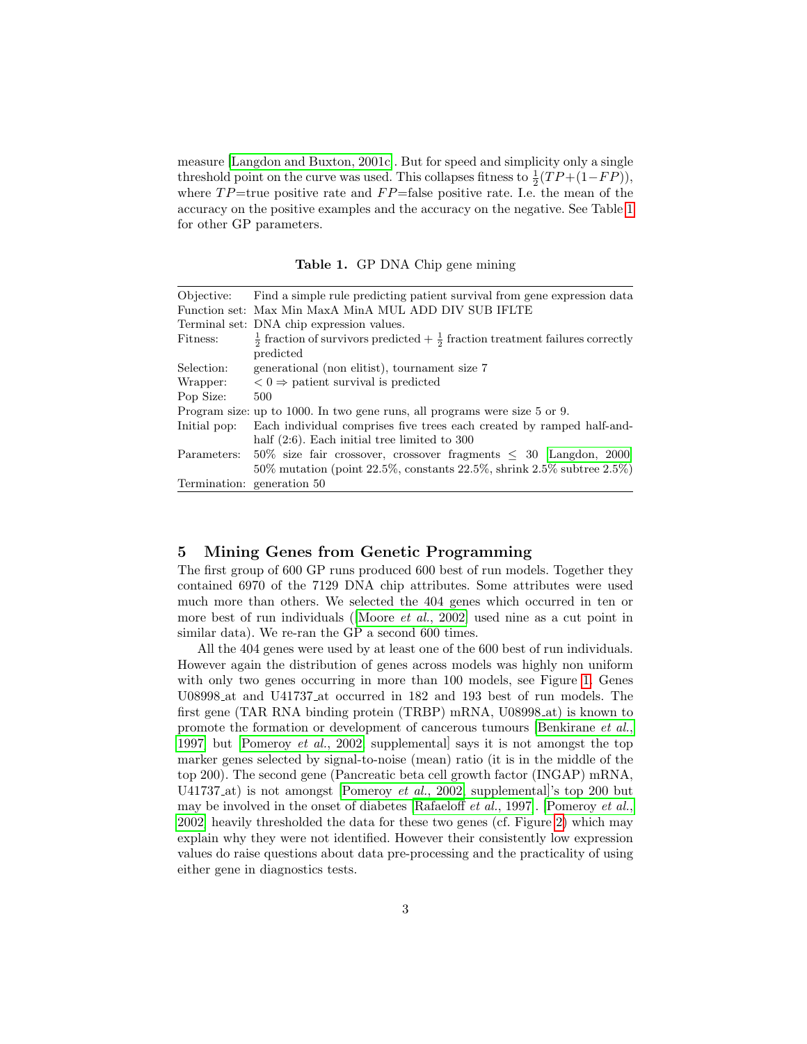measure [Langdon and Buxton, 2001c]. But for speed and simplicity only a single threshold point on the curve was used. This collapses fitness to $\frac{1}{2}(TP+(1-FP))$, where $TP$=true positive rate and $FP$=false positive rate. I.e. the mean of the accuracy on the positive examples and the accuracy on the negative. See Table 1 for other GP parameters.

**Table 1.** GP DNA Chip gene mining

| | |
|---|---|
| Objective: | Find a simple rule predicting patient survival from gene expression data |
| Function set: | Max Min MaxA MinA MUL ADD DIV SUB IFLTE |
| Terminal set: | DNA chip expression values. |
| Fitness: | $\frac{1}{2}$ fraction of survivors predicted + $\frac{1}{2}$ fraction treatment failures correctly predicted |
| Selection: | generational (non elitist), tournament size 7 |
| Wrapper: | $< 0 \Rightarrow$ patient survival is predicted |
| Pop Size: | 500 |
| Program size: | up to 1000. In two gene runs, all programs were size 5 or 9. |
| Initial pop: | Each individual comprises five trees each created by ramped half-and-half (2:6). Each initial tree limited to 300 |
| Parameters: | 50% size fair crossover, crossover fragments $\leq$ 30 [Langdon, 2000] 50% mutation (point 22.5%, constants 22.5%, shrink 2.5% subtree 2.5%) |
| Termination: | generation 50 |

## 5 Mining Genes from Genetic Programming

The first group of 600 GP runs produced 600 best of run models. Together they contained 6970 of the 7129 DNA chip attributes. Some attributes were used much more than others. We selected the 404 genes which occurred in ten or more best of run individuals ([Moore *et al.*, 2002] used nine as a cut point in similar data). We re-ran the GP a second 600 times.

All the 404 genes were used by at least one of the 600 best of run individuals. However again the distribution of genes across models was highly non uniform with only two genes occurring in more than 100 models, see Figure 1. Genes U08998_at and U41737_at occurred in 182 and 193 best of run models. The first gene (TAR RNA binding protein (TRBP) mRNA, U08998_at) is known to promote the formation or development of cancerous tumours [Benkirane *et al.*, 1997] but [Pomeroy *et al.*, 2002, supplemental] says it is not amongst the top marker genes selected by signal-to-noise (mean) ratio (it is in the middle of the top 200). The second gene (Pancreatic beta cell growth factor (INGAP) mRNA, U41737_at) is not amongst [Pomeroy *et al.*, 2002, supplemental]'s top 200 but may be involved in the onset of diabetes [Rafaeloff *et al.*, 1997]. [Pomeroy *et al.*, 2002] heavily thresholded the data for these two genes (cf. Figure 2) which may explain why they were not identified. However their consistently low expression values do raise questions about data pre-processing and the practicality of using either gene in diagnostics tests.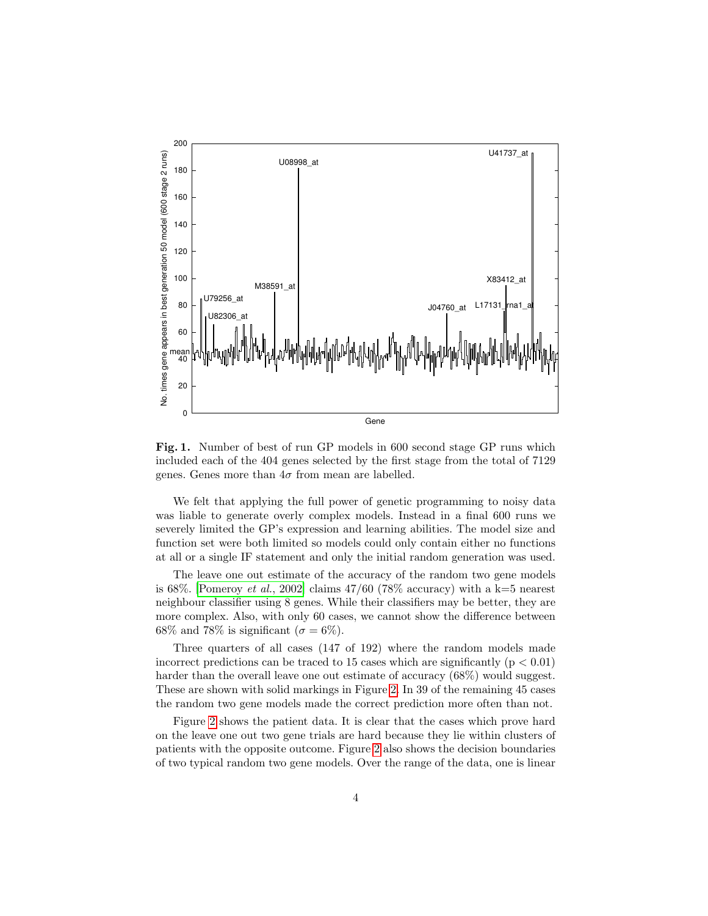**Fig. 1.** Number of best of run GP models in 600 second stage GP runs which included each of the 404 genes selected by the first stage from the total of 7129 genes. Genes more than $4\sigma$ from mean are labelled.

We felt that applying the full power of genetic programming to noisy data was liable to generate overly complex models. Instead in a final 600 runs we severely limited the GP's expression and learning abilities. The model size and function set were both limited so models could only contain either no functions at all or a single IF statement and only the initial random generation was used.

The leave one out estimate of the accuracy of the random two gene models is 68%. [Pomeroy *et al.*, 2002] claims 47/60 (78% accuracy) with a k=5 nearest neighbour classifier using 8 genes. While their classifiers may be better, they are more complex. Also, with only 60 cases, we cannot show the difference between 68% and 78% is significant ($\sigma = 6\%$).

Three quarters of all cases (147 of 192) where the random models made incorrect predictions can be traced to 15 cases which are significantly ($p < 0.01$) harder than the overall leave one out estimate of accuracy (68%) would suggest. These are shown with solid markings in Figure 2. In 39 of the remaining 45 cases the random two gene models made the correct prediction more often than not.

Figure 2 shows the patient data. It is clear that the cases which prove hard on the leave one out two gene trials are hard because they lie within clusters of patients with the opposite outcome. Figure 2 also shows the decision boundaries of two typical random two gene models. Over the range of the data, one is linear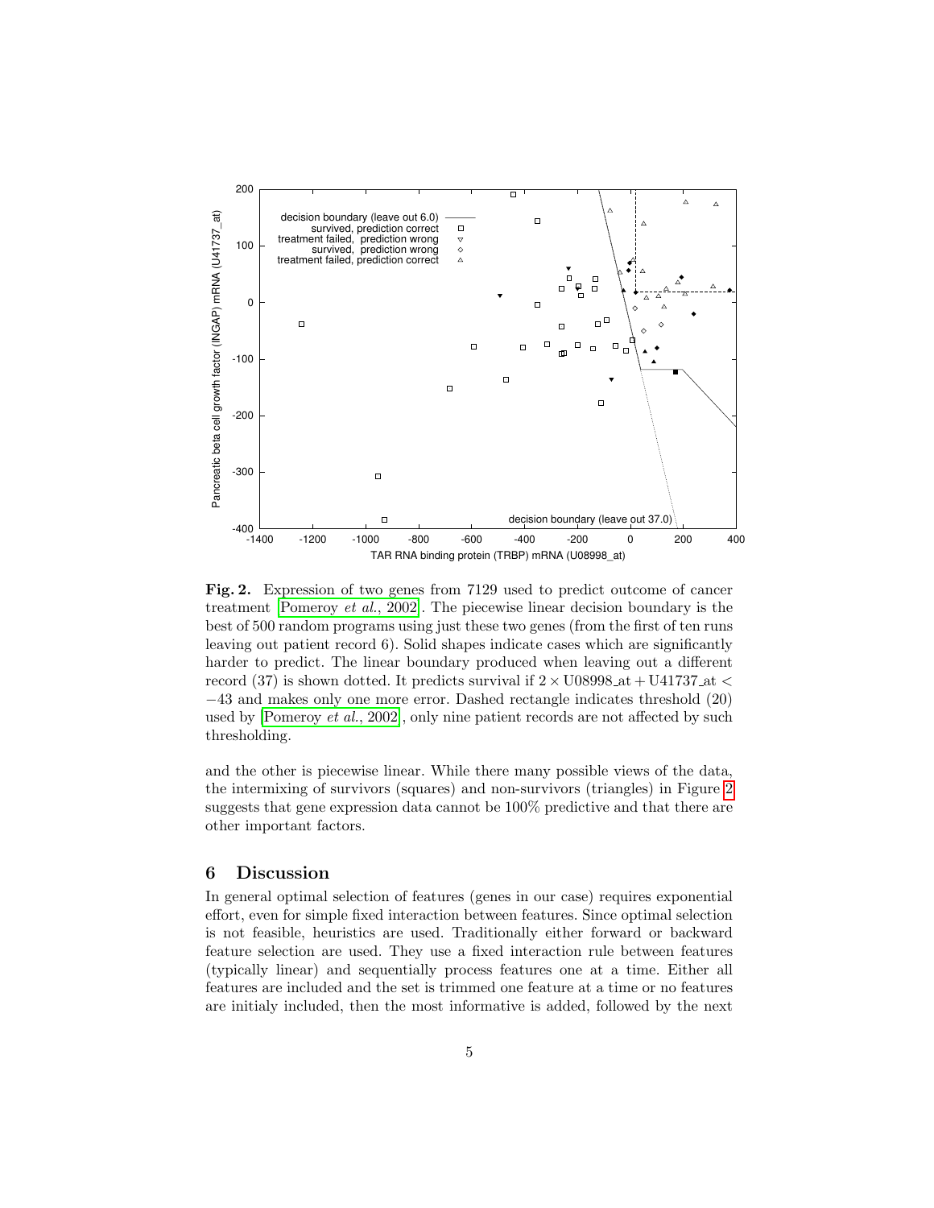**Fig. 2.** Expression of two genes from 7129 used to predict outcome of cancer treatment [Pomeroy *et al.*, 2002]. The piecewise linear decision boundary is the best of 500 random programs using just these two genes (from the first of ten runs leaving out patient record 6). Solid shapes indicate cases which are significantly harder to predict. The linear boundary produced when leaving out a different record (37) is shown dotted. It predicts survival if $2 \times \text{U08998\_at} + \text{U41737\_at} < -43$ and makes only one more error. Dashed rectangle indicates threshold (20) used by [Pomeroy *et al.*, 2002], only nine patient records are not affected by such thresholding.

and the other is piecewise linear. While there many possible views of the data, the intermixing of survivors (squares) and non-survivors (triangles) in Figure 2 suggests that gene expression data cannot be 100% predictive and that there are other important factors.

## 6 Discussion

In general optimal selection of features (genes in our case) requires exponential effort, even for simple fixed interaction between features. Since optimal selection is not feasible, heuristics are used. Traditionally either forward or backward feature selection are used. They use a fixed interaction rule between features (typically linear) and sequentially process features one at a time. Either all features are included and the set is trimmed one feature at a time or no features are initialy included, then the most informative is added, followed by the next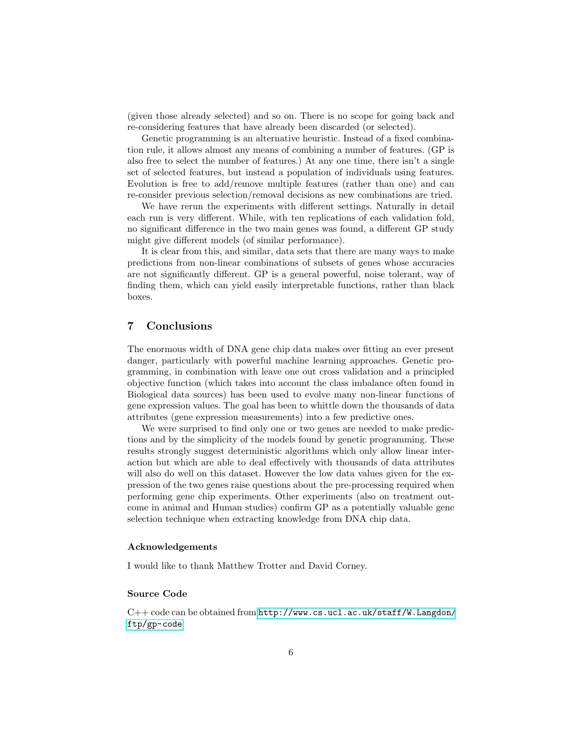(given those already selected) and so on. There is no scope for going back and re-considering features that have already been discarded (or selected).

Genetic programming is an alternative heuristic. Instead of a fixed combination rule, it allows almost any means of combining a number of features. (GP is also free to select the number of features.) At any one time, there isn't a single set of selected features, but instead a population of individuals using features. Evolution is free to add/remove multiple features (rather than one) and can re-consider previous selection/removal decisions as new combinations are tried.

We have rerun the experiments with different settings. Naturally in detail each run is very different. While, with ten replications of each validation fold, no significant difference in the two main genes was found, a different GP study might give different models (of similar performance).

It is clear from this, and similar, data sets that there are many ways to make predictions from non-linear combinations of subsets of genes whose accuracies are not significantly different. GP is a general powerful, noise tolerant, way of finding them, which can yield easily interpretable functions, rather than black boxes.

## 7 Conclusions

The enormous width of DNA gene chip data makes over fitting an ever present danger, particularly with powerful machine learning approaches. Genetic programming, in combination with leave one out cross validation and a principled objective function (which takes into account the class imbalance often found in Biological data sources) has been used to evolve many non-linear functions of gene expression values. The goal has been to whittle down the thousands of data attributes (gene expression measurements) into a few predictive ones.

We were surprised to find only one or two genes are needed to make predictions and by the simplicity of the models found by genetic programming. These results strongly suggest deterministic algorithms which only allow linear interaction but which are able to deal effectively with thousands of data attributes will also do well on this dataset. However the low data values given for the expression of the two genes raise questions about the pre-processing required when performing gene chip experiments. Other experiments (also on treatment outcome in animal and Human studies) confirm GP as a potentially valuable gene selection technique when extracting knowledge from DNA chip data.

### Acknowledgements

I would like to thank Matthew Trotter and David Corney.

### Source Code

C++ code can be obtained from http://www.cs.ucl.ac.uk/staff/W.Langdon/ftp/gp-code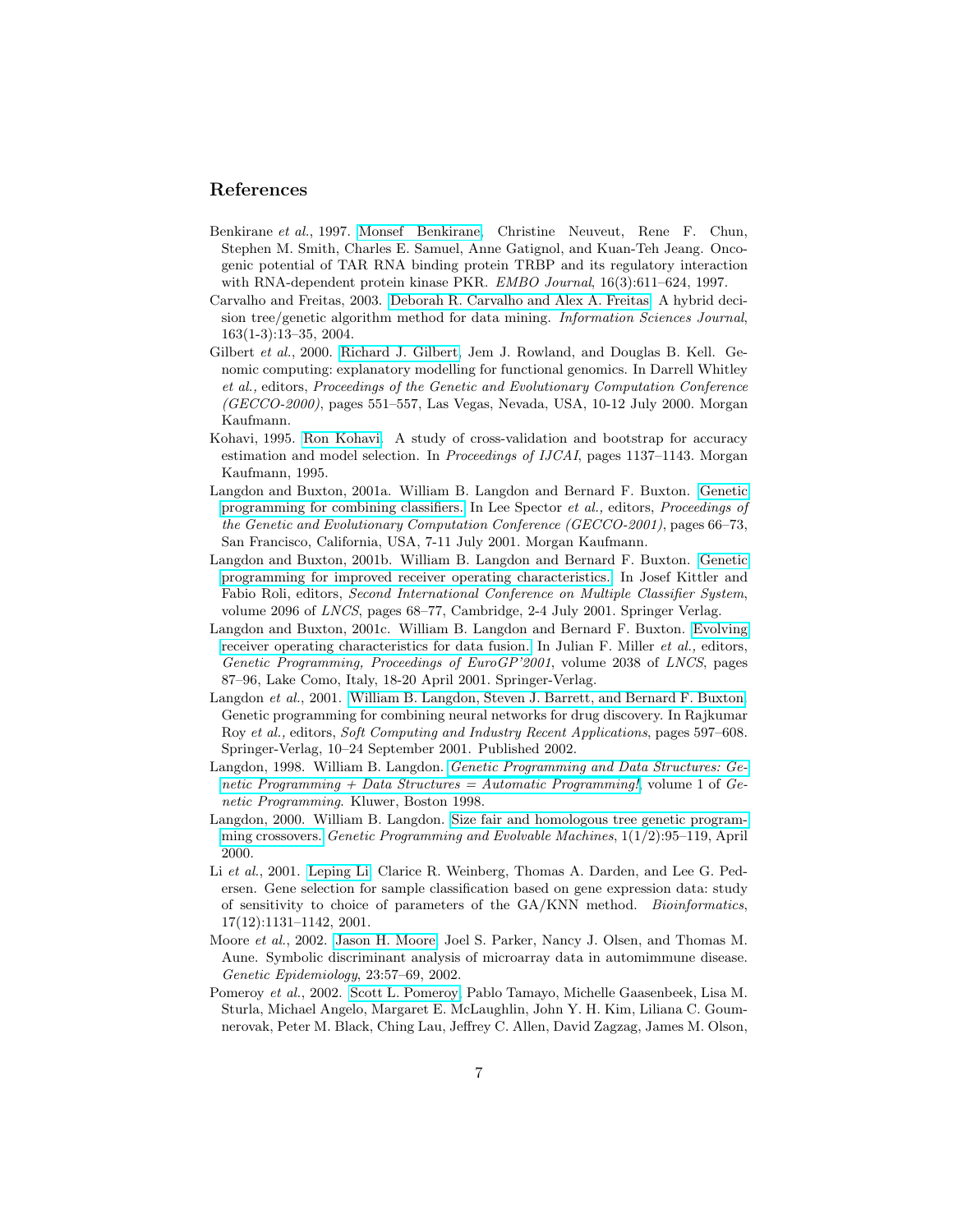## References

Benkirane *et al.*, 1997. Monsef Benkirane, Christine Neuveut, Rene F. Chun, Stephen M. Smith, Charles E. Samuel, Anne Gatignol, and Kuan-Teh Jeang. Oncogenic potential of TAR RNA binding protein TRBP and its regulatory interaction with RNA-dependent protein kinase PKR. *EMBO Journal*, 16(3):611–624, 1997.

Carvalho and Freitas, 2003. Deborah R. Carvalho and Alex A. Freitas. A hybrid decision tree/genetic algorithm method for data mining. *Information Sciences Journal*, 163(1-3):13–35, 2004.

Gilbert *et al.*, 2000. Richard J. Gilbert, Jem J. Rowland, and Douglas B. Kell. Genomic computing: explanatory modelling for functional genomics. In Darrell Whitley *et al.*, editors, *Proceedings of the Genetic and Evolutionary Computation Conference (GECCO-2000)*, pages 551–557, Las Vegas, Nevada, USA, 10-12 July 2000. Morgan Kaufmann.

Kohavi, 1995. Ron Kohavi. A study of cross-validation and bootstrap for accuracy estimation and model selection. In *Proceedings of IJCAI*, pages 1137–1143. Morgan Kaufmann, 1995.

Langdon and Buxton, 2001a. William B. Langdon and Bernard F. Buxton. Genetic programming for combining classifiers. In Lee Spector *et al.*, editors, *Proceedings of the Genetic and Evolutionary Computation Conference (GECCO-2001)*, pages 66–73, San Francisco, California, USA, 7-11 July 2001. Morgan Kaufmann.

Langdon and Buxton, 2001b. William B. Langdon and Bernard F. Buxton. Genetic programming for improved receiver operating characteristics. In Josef Kittler and Fabio Roli, editors, *Second International Conference on Multiple Classifier System*, volume 2096 of *LNCS*, pages 68–77, Cambridge, 2-4 July 2001. Springer Verlag.

Langdon and Buxton, 2001c. William B. Langdon and Bernard F. Buxton. Evolving receiver operating characteristics for data fusion. In Julian F. Miller *et al.*, editors, *Genetic Programming, Proceedings of EuroGP'2001*, volume 2038 of *LNCS*, pages 87–96, Lake Como, Italy, 18-20 April 2001. Springer-Verlag.

Langdon *et al.*, 2001. William B. Langdon, Steven J. Barrett, and Bernard F. Buxton. Genetic programming for combining neural networks for drug discovery. In Rajkumar Roy *et al.*, editors, *Soft Computing and Industry Recent Applications*, pages 597–608. Springer-Verlag, 10–24 September 2001. Published 2002.

Langdon, 1998. William B. Langdon. *Genetic Programming and Data Structures: Genetic Programming + Data Structures = Automatic Programming!*, volume 1 of *Genetic Programming*. Kluwer, Boston 1998.

Langdon, 2000. William B. Langdon. Size fair and homologous tree genetic programming crossovers. *Genetic Programming and Evolvable Machines*, 1(1/2):95–119, April 2000.

Li *et al.*, 2001. Leping Li, Clarice R. Weinberg, Thomas A. Darden, and Lee G. Pedersen. Gene selection for sample classification based on gene expression data: study of sensitivity to choice of parameters of the GA/KNN method. *Bioinformatics*, 17(12):1131–1142, 2001.

Moore *et al.*, 2002. Jason H. Moore, Joel S. Parker, Nancy J. Olsen, and Thomas M. Aune. Symbolic discriminant analysis of microarray data in automimmune disease. *Genetic Epidemiology*, 23:57–69, 2002.

Pomeroy *et al.*, 2002. Scott L. Pomeroy, Pablo Tamayo, Michelle Gaasenbeek, Lisa M. Sturla, Michael Angelo, Margaret E. McLaughlin, John Y. H. Kim, Liliana C. Goumnerovak, Peter M. Black, Ching Lau, Jeffrey C. Allen, David Zagzag, James M. Olson,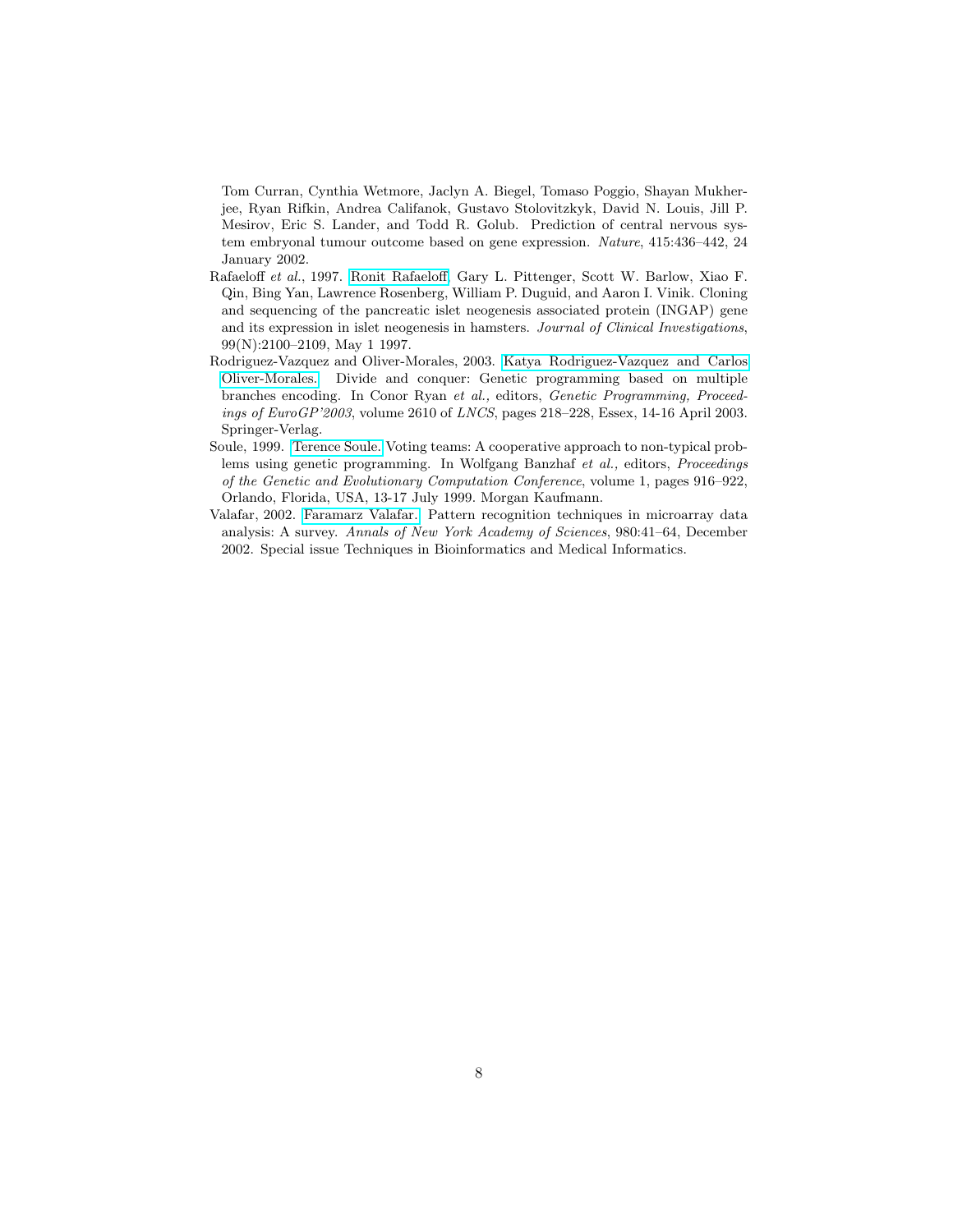Tom Curran, Cynthia Wetmore, Jaclyn A. Biegel, Tomaso Poggio, Shayan Mukherjee, Ryan Rifkin, Andrea Califanok, Gustavo Stolovitzkyk, David N. Louis, Jill P. Mesirov, Eric S. Lander, and Todd R. Golub. Prediction of central nervous system embryonal tumour outcome based on gene expression. *Nature*, 415:436–442, 24 January 2002.

Rafaeloff *et al.*, 1997. Ronit Rafaeloff, Gary L. Pittenger, Scott W. Barlow, Xiao F. Qin, Bing Yan, Lawrence Rosenberg, William P. Duguid, and Aaron I. Vinik. Cloning and sequencing of the pancreatic islet neogenesis associated protein (INGAP) gene and its expression in islet neogenesis in hamsters. *Journal of Clinical Investigations*, 99(N):2100–2109, May 1 1997.

Rodriguez-Vazquez and Oliver-Morales, 2003. Katya Rodriguez-Vazquez and Carlos Oliver-Morales. Divide and conquer: Genetic programming based on multiple branches encoding. In Conor Ryan *et al.*, editors, *Genetic Programming, Proceedings of EuroGP'2003*, volume 2610 of *LNCS*, pages 218–228, Essex, 14-16 April 2003. Springer-Verlag.

Soule, 1999. Terence Soule. Voting teams: A cooperative approach to non-typical problems using genetic programming. In Wolfgang Banzhaf *et al.*, editors, *Proceedings of the Genetic and Evolutionary Computation Conference*, volume 1, pages 916–922, Orlando, Florida, USA, 13-17 July 1999. Morgan Kaufmann.

Valafar, 2002. Faramarz Valafar. Pattern recognition techniques in microarray data analysis: A survey. *Annals of New York Academy of Sciences*, 980:41–64, December 2002. Special issue Techniques in Bioinformatics and Medical Informatics.